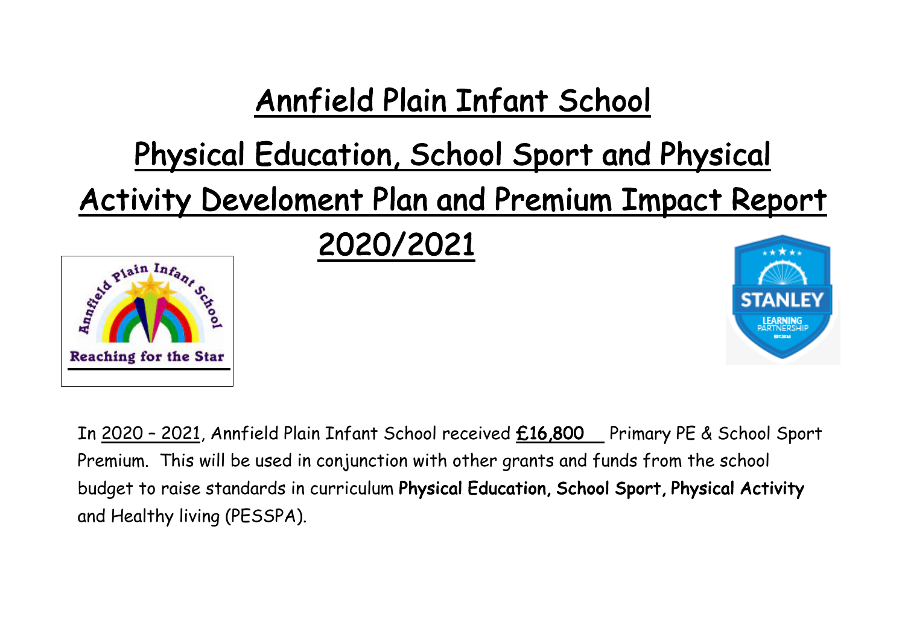# Annfield Plain Infant School

# Physical Education, School Sport and Physical Activity Develoment Plan and Premium Impact Report 2020/2021

In 2020 – 2021, Annfield Plain Infant School received **£16,800** Primary PE & School Sport Premium. This will be used in conjunction with other grants and funds from the school budget to raise standards in curriculum **Physical Education**, **School Sport**, **Physical Activity** and Healthy living (PESSPA).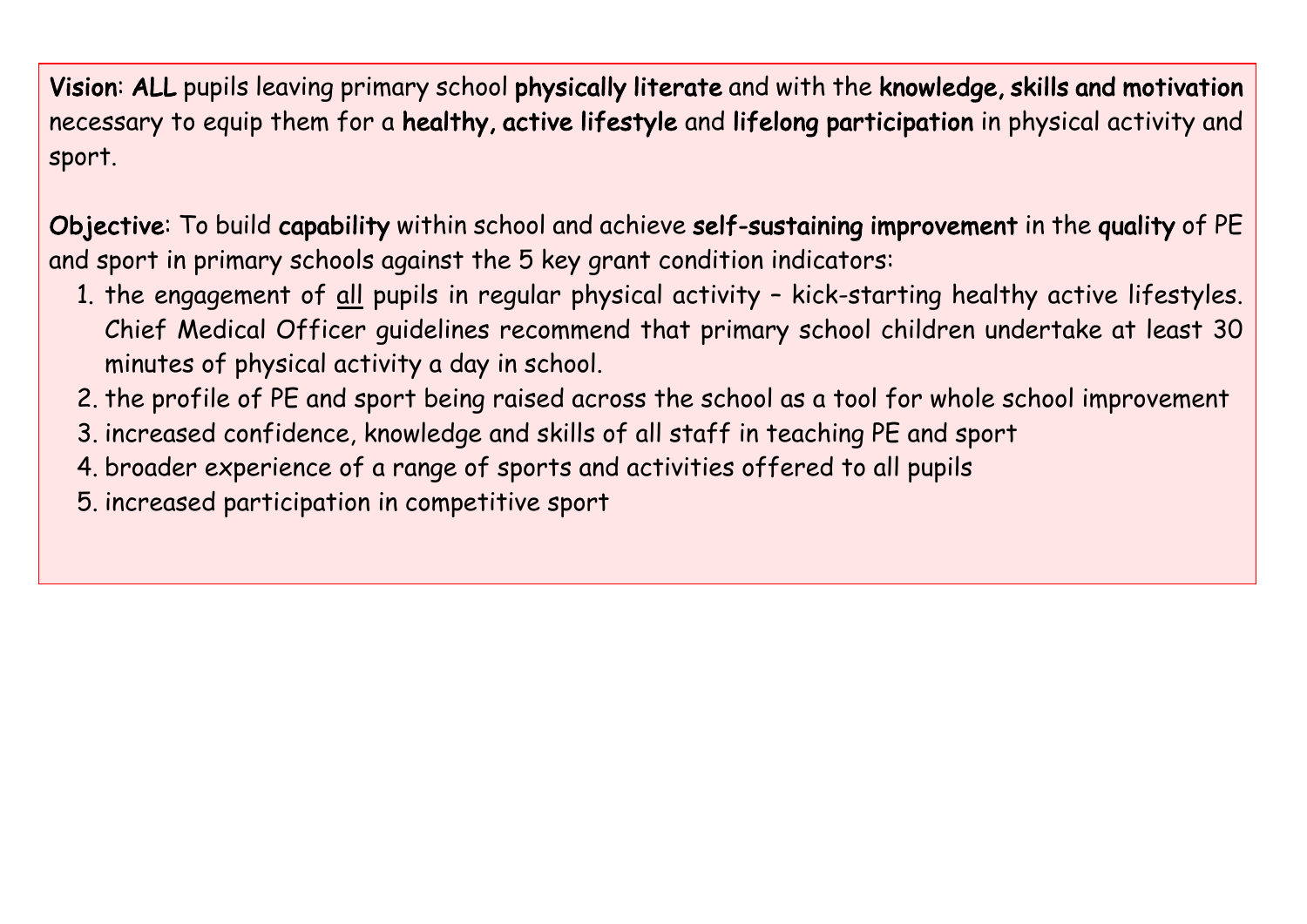**Vision**: **ALL** pupils leaving primary school **physically literate** and with the **knowledge, skills and motivation** necessary to equip them for a **healthy, active lifestyle** and **lifelong participation** in physical activity and sport.

**Objective**: To build **capability** within school and achieve **self-sustaining improvement** in the **quality** of PE and sport in primary schools against the 5 key grant condition indicators:

1. the engagement of <u>all</u> pupils in regular physical activity – kick-starting healthy active lifestyles. Chief Medical Officer guidelines recommend that primary school children undertake at least 30 minutes of physical activity a day in school.
2. the profile of PE and sport being raised across the school as a tool for whole school improvement
3. increased confidence, knowledge and skills of all staff in teaching PE and sport
4. broader experience of a range of sports and activities offered to all pupils
5. increased participation in competitive sport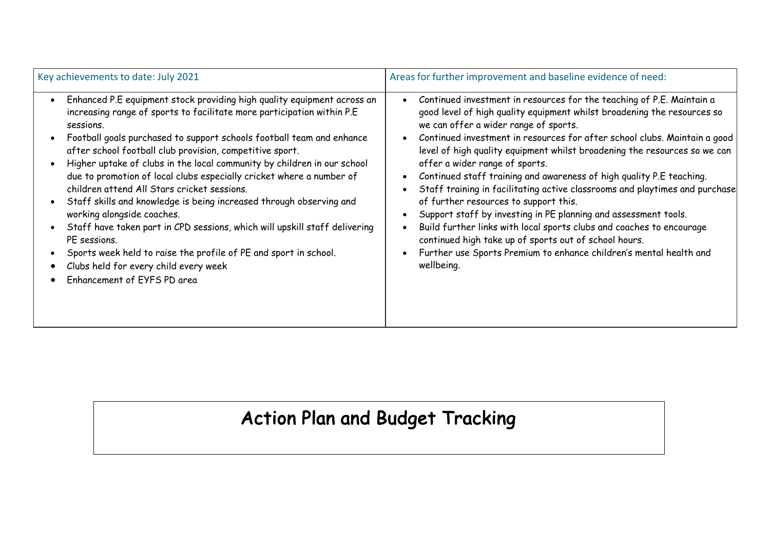| Key achievements to date: July 2021 | Areas for further improvement and baseline evidence of need: |
|---|---|
| • Enhanced P.E equipment stock providing high quality equipment across an increasing range of sports to facilitate more participation within P.E sessions.<br>• Football goals purchased to support schools football team and enhance after school football club provision, competitive sport.<br>• Higher uptake of clubs in the local community by children in our school due to promotion of local clubs especially cricket where a number of children attend All Stars cricket sessions.<br>• Staff skills and knowledge is being increased through observing and working alongside coaches.<br>• Staff have taken part in CPD sessions, which will upskill staff delivering PE sessions.<br>• Sports week held to raise the profile of PE and sport in school.<br>• Clubs held for every child every week<br>• Enhancement of EYFS PD area | • Continued investment in resources for the teaching of P.E. Maintain a good level of high quality equipment whilst broadening the resources so we can offer a wider range of sports.<br>• Continued investment in resources for after school clubs. Maintain a good level of high quality equipment whilst broadening the resources so we can offer a wider range of sports.<br>• Continued staff training and awareness of high quality P.E teaching.<br>• Staff training in facilitating active classrooms and playtimes and purchase of further resources to support this.<br>• Support staff by investing in PE planning and assessment tools.<br>• Build further links with local sports clubs and coaches to encourage continued high take up of sports out of school hours.<br>• Further use Sports Premium to enhance children's mental health and wellbeing. |

# Action Plan and Budget Tracking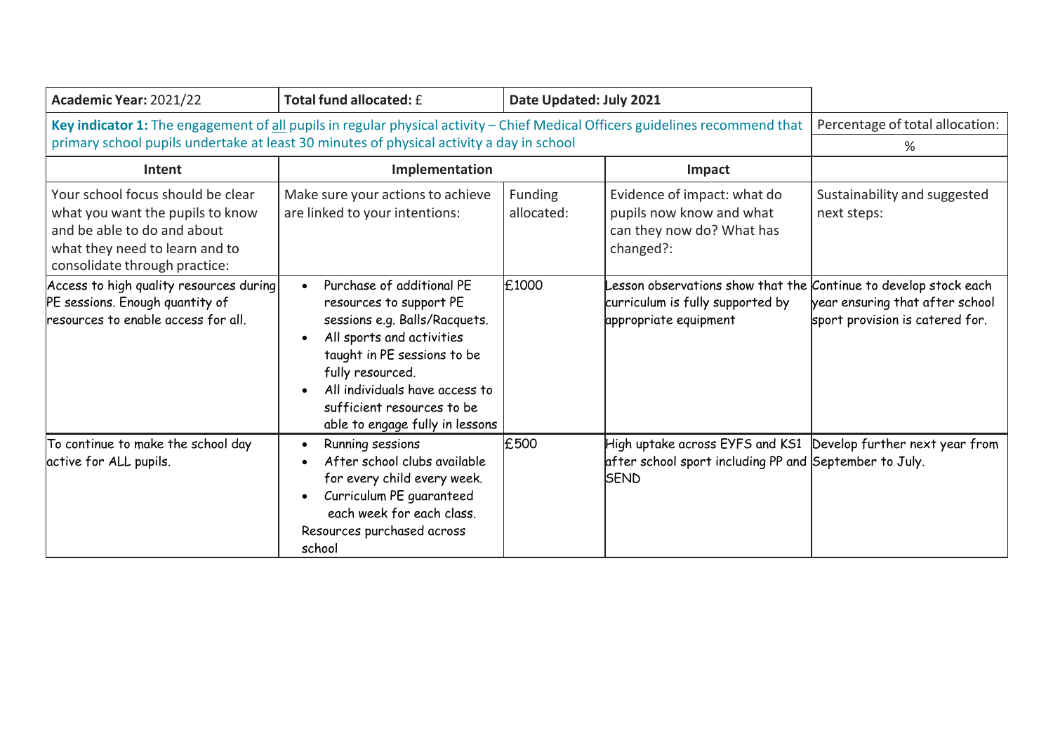| **Academic Year:** 2021/22 | **Total fund allocated:** £ | **Date Updated: July 2021** | | |
|---|---|---|---|---|
| **Key indicator 1:** The engagement of all pupils in regular physical activity – Chief Medical Officers guidelines recommend that primary school pupils undertake at least 30 minutes of physical activity a day in school | | | | Percentage of total allocation: % |
| **Intent** | **Implementation** | | **Impact** | |
| Your school focus should be clear what you want the pupils to know and be able to do and about what they need to learn and to consolidate through practice: | Make sure your actions to achieve are linked to your intentions: | Funding allocated: | Evidence of impact: what do pupils now know and what can they now do? What has changed?: | Sustainability and suggested next steps: |
| Access to high quality resources during PE sessions. Enough quantity of resources to enable access for all. | • Purchase of additional PE resources to support PE sessions e.g. Balls/Racquets.<br>• All sports and activities taught in PE sessions to be fully resourced.<br>• All individuals have access to sufficient resources to be able to engage fully in lessons | £1000 | Lesson observations show that the curriculum is fully supported by appropriate equipment | Continue to develop stock each year ensuring that after school sport provision is catered for. |
| To continue to make the school day active for ALL pupils. | • Running sessions<br>• After school clubs available for every child every week.<br>• Curriculum PE guaranteed each week for each class.<br>Resources purchased across school | £500 | High uptake across EYFS and KS1 after school sport including PP and SEND | Develop further next year from September to July. |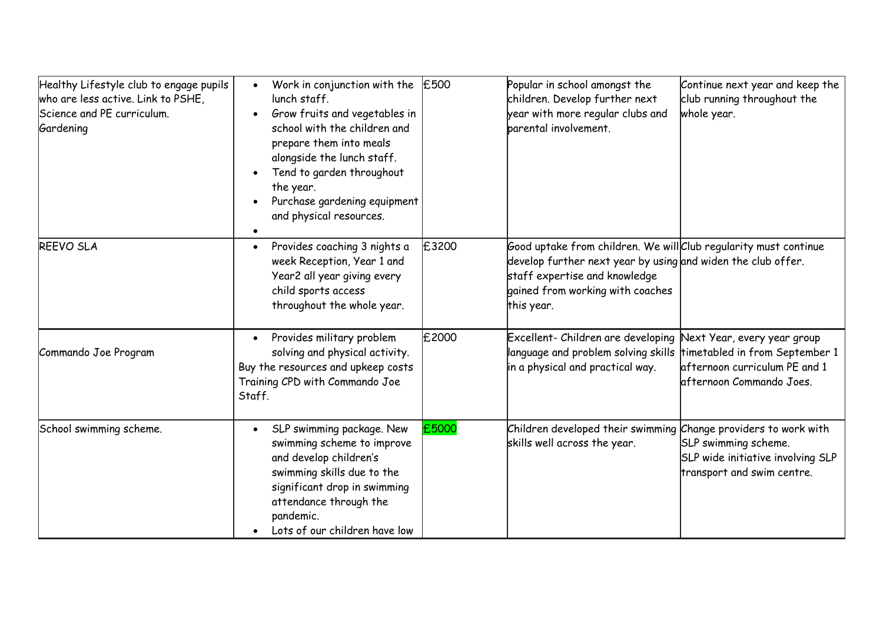| | | | | |
|---|---|---|---|---|
| Healthy Lifestyle club to engage pupils who are less active. Link to PSHE, Science and PE curriculum.<br>Gardening | • Work in conjunction with the lunch staff.<br>• Grow fruits and vegetables in school with the children and prepare them into meals alongside the lunch staff.<br>• Tend to garden throughout the year.<br>• Purchase gardening equipment and physical resources.<br>• | £500 | Popular in school amongst the children. Develop further next year with more regular clubs and parental involvement. | Continue next year and keep the club running throughout the whole year. |
| REEVO SLA | • Provides coaching 3 nights a week Reception, Year 1 and Year2 all year giving every child sports access throughout the whole year. | £3200 | Good uptake from children. We will develop further next year by using staff expertise and knowledge gained from working with coaches this year. | Club regularity must continue and widen the club offer. |
| Commando Joe Program | • Provides military problem solving and physical activity.<br>Buy the resources and upkeep costs<br>Training CPD with Commando Joe Staff. | £2000 | Excellent- Children are developing language and problem solving skills in a physical and practical way. | Next Year, every year group timetabled in from September 1 afternoon curriculum PE and 1 afternoon Commando Joes. |
| School swimming scheme. | • SLP swimming package. New swimming scheme to improve and develop children's swimming skills due to the significant drop in swimming attendance through the pandemic.<br>• Lots of our children have low | £5000 | Children developed their swimming skills well across the year. | Change providers to work with SLP swimming scheme.<br>SLP wide initiative involving SLP transport and swim centre. |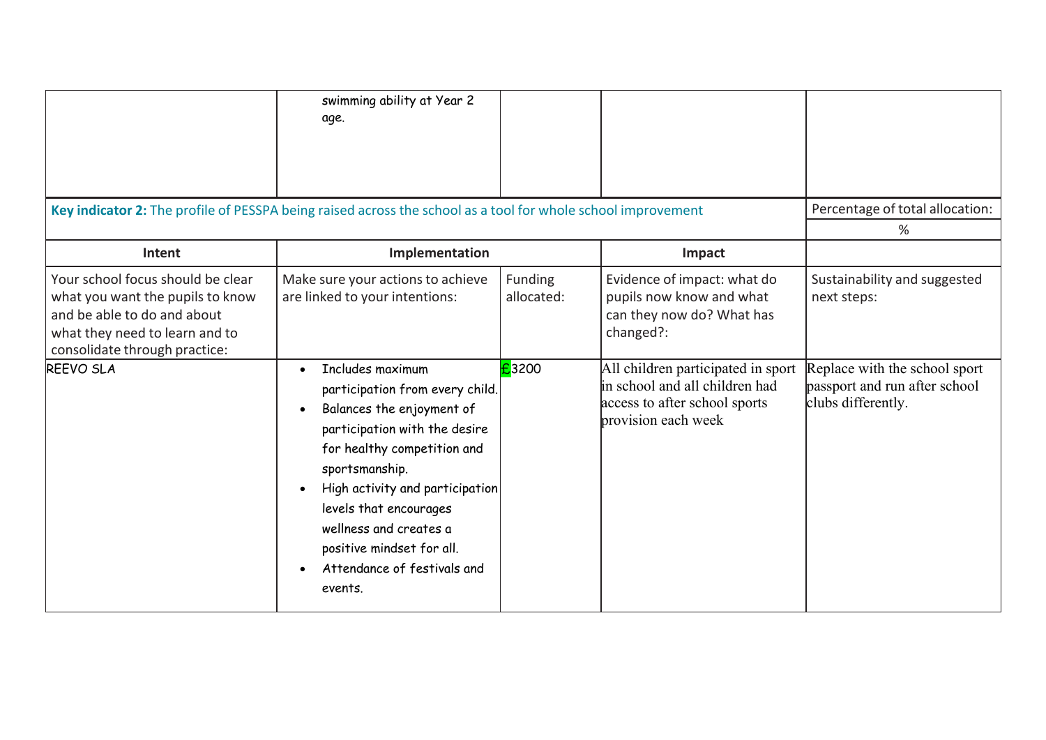| | | | | |
|---|---|---|---|---|
| | swimming ability at Year 2 age. | | | |

| **Key indicator 2:** The profile of PESSPA being raised across the school as a tool for whole school improvement | | | | Percentage of total allocation: |
|---|---|---|---|---|
| | | | | % |
| **Intent** | **Implementation** | | **Impact** | |
| Your school focus should be clear what you want the pupils to know and be able to do and about what they need to learn and to consolidate through practice: | Make sure your actions to achieve are linked to your intentions: | Funding allocated: | Evidence of impact: what do pupils now know and what can they now do? What has changed?: | Sustainability and suggested next steps: |
| REEVO SLA | • Includes maximum participation from every child.<br>• Balances the enjoyment of participation with the desire for healthy competition and sportsmanship.<br>• High activity and participation levels that encourages wellness and creates a positive mindset for all.<br>• Attendance of festivals and events. | £3200 | All children participated in sport in school and all children had access to after school sports provision each week | Replace with the school sport passport and run after school clubs differently. |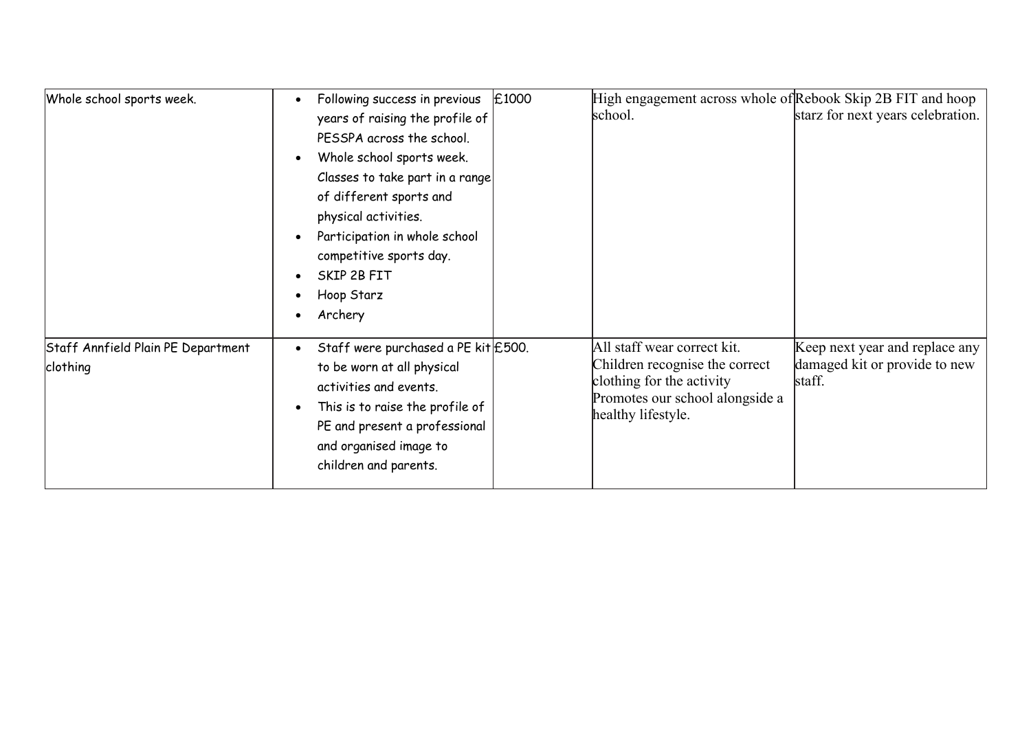| | | | | |
|---|---|---|---|---|
| Whole school sports week. | • Following success in previous years of raising the profile of PESSPA across the school.<br>• Whole school sports week. Classes to take part in a range of different sports and physical activities.<br>• Participation in whole school competitive sports day.<br>• SKIP 2B FIT<br>• Hoop Starz<br>• Archery | £1000 | High engagement across whole of school. | Rebook Skip 2B FIT and hoop starz for next years celebration. |
| Staff Annfield Plain PE Department clothing | • Staff were purchased a PE kit to be worn at all physical activities and events.<br>• This is to raise the profile of PE and present a professional and organised image to children and parents. | £500. | All staff wear correct kit.<br>Children recognise the correct clothing for the activity<br>Promotes our school alongside a healthy lifestyle. | Keep next year and replace any damaged kit or provide to new staff. |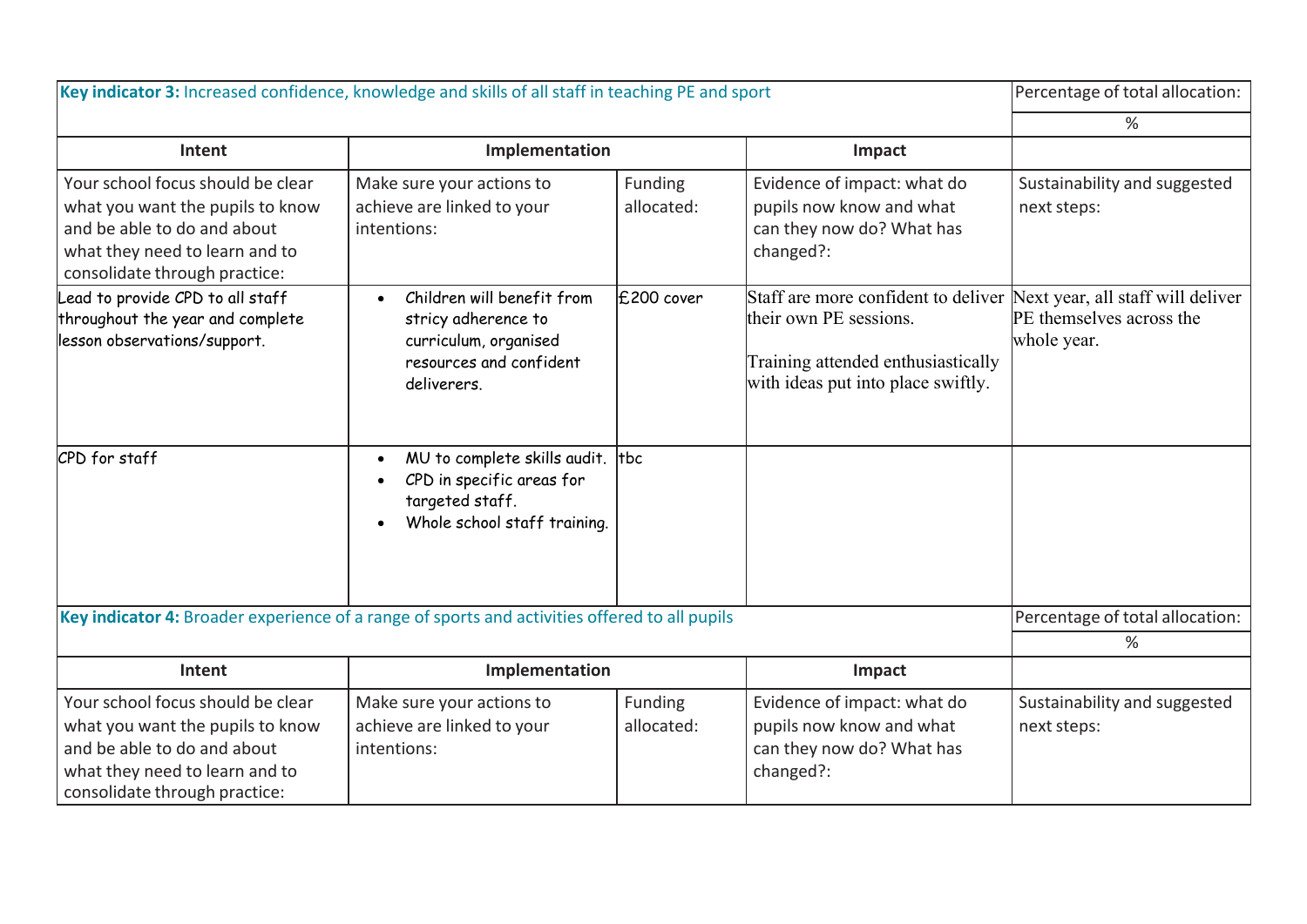| **Key indicator 3:** Increased confidence, knowledge and skills of all staff in teaching PE and sport | | | | Percentage of total allocation: |
|---|---|---|---|---|
| | | | | % |
| **Intent** | **Implementation** | | **Impact** | |
| Your school focus should be clear what you want the pupils to know and be able to do and about what they need to learn and to consolidate through practice: | Make sure your actions to achieve are linked to your intentions: | Funding allocated: | Evidence of impact: what do pupils now know and what can they now do? What has changed?: | Sustainability and suggested next steps: |
| Lead to provide CPD to all staff throughout the year and complete lesson observations/support. | • Children will benefit from stricy adherence to curriculum, organised resources and confident deliverers. | £200 cover | Staff are more confident to deliver their own PE sessions.<br><br>Training attended enthusiastically with ideas put into place swiftly. | Next year, all staff will deliver PE themselves across the whole year. |
| CPD for staff | • MU to complete skills audit.<br>• CPD in specific areas for targeted staff.<br>• Whole school staff training. | tbc | | |

| **Key indicator 4:** Broader experience of a range of sports and activities offered to all pupils | | | | Percentage of total allocation: |
|---|---|---|---|---|
| | | | | % |
| **Intent** | **Implementation** | | **Impact** | |
| Your school focus should be clear what you want the pupils to know and be able to do and about what they need to learn and to consolidate through practice: | Make sure your actions to achieve are linked to your intentions: | Funding allocated: | Evidence of impact: what do pupils now know and what can they now do? What has changed?: | Sustainability and suggested next steps: |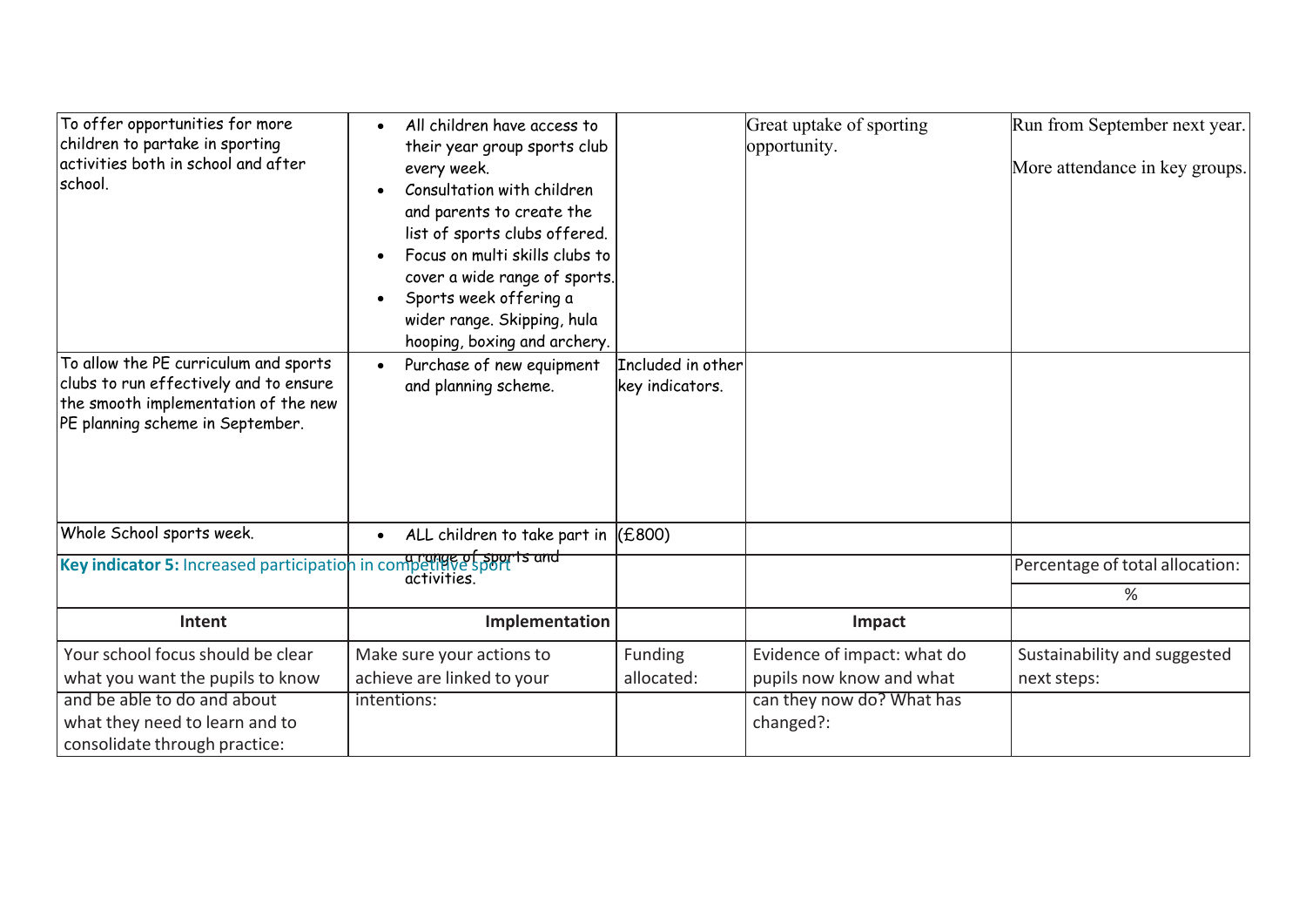| | | | | |
|---|---|---|---|---|
| To offer opportunities for more children to partake in sporting activities both in school and after school. | • All children have access to their year group sports club every week.<br>• Consultation with children and parents to create the list of sports clubs offered.<br>• Focus on multi skills clubs to cover a wide range of sports.<br>• Sports week offering a wider range. Skipping, hula hooping, boxing and archery. | | Great uptake of sporting opportunity. | Run from September next year.<br><br>More attendance in key groups. |
| To allow the PE curriculum and sports clubs to run effectively and to ensure the smooth implementation of the new PE planning scheme in September. | • Purchase of new equipment and planning scheme. | Included in other key indicators. | | |
| Whole School sports week. | • ALL children to take part in a range of sports and activities. | (£800) | | |

| **Key indicator 5:** Increased participation in competitive sport | | | | Percentage of total allocation: |
|---|---|---|---|---|
| | | | | % |
| **Intent** | **Implementation** | | **Impact** | |
| Your school focus should be clear what you want the pupils to know and be able to do and about what they need to learn and to consolidate through practice: | Make sure your actions to achieve are linked to your intentions: | Funding allocated: | Evidence of impact: what do pupils now know and what can they now do? What has changed?: | Sustainability and suggested next steps: |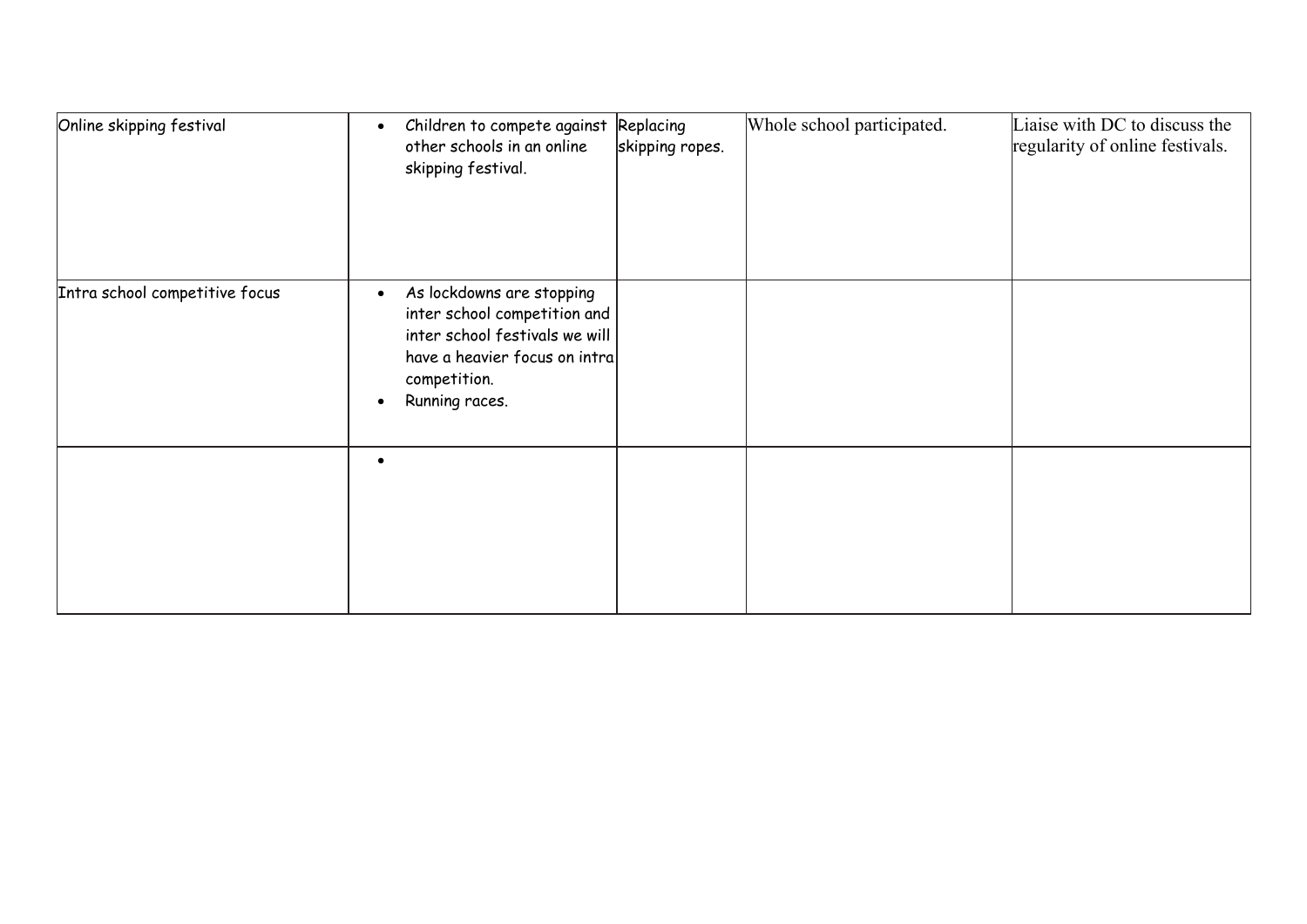| | | | | |
|---|---|---|---|---|
| Online skipping festival | • Children to compete against other schools in an online skipping festival. | Replacing skipping ropes. | Whole school participated. | Liaise with DC to discuss the regularity of online festivals. |
| Intra school competitive focus | • As lockdowns are stopping inter school competition and inter school festivals we will have a heavier focus on intra competition.<br>• Running races. | | | |
| | • | | | |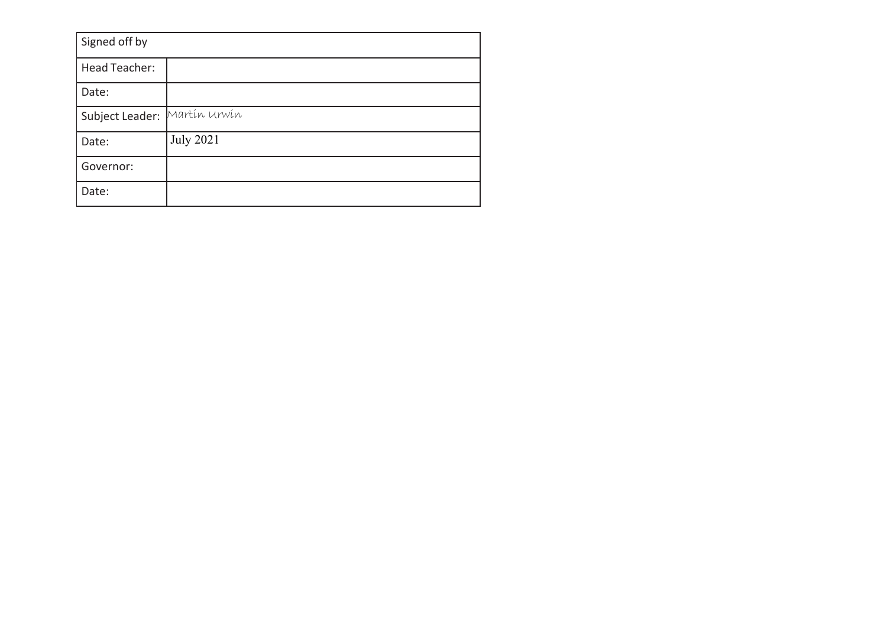| Signed off by | |
|---|---|
| Head Teacher: | |
| Date: | |
| Subject Leader: | Martin Urwin |
| Date: | July 2021 |
| Governor: | |
| Date: | |